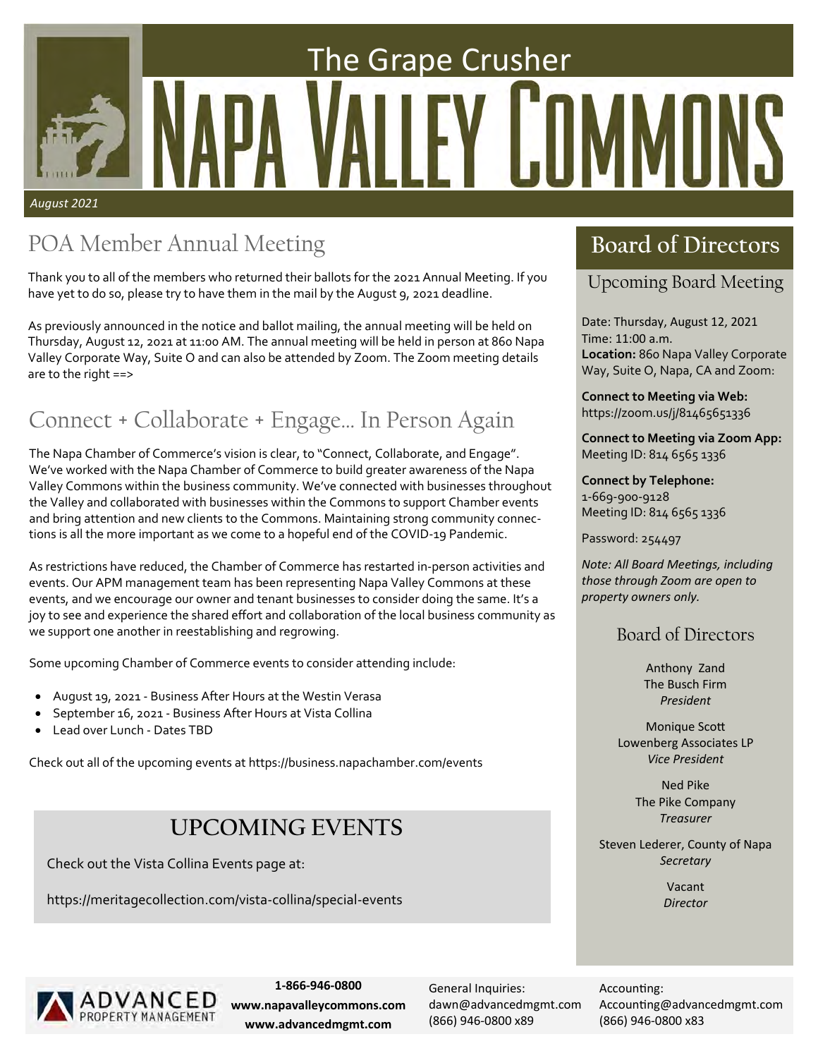# The Grape Crusher

# Napa Valley Commons

*August 2021*

## POA Member Annual Meeting

Thank you to all of the members who returned their ballots for the 2021 Annual Meeting. If you have yet to do so, please try to have them in the mail by the August 9, 2021 deadline.

As previously announced in the notice and ballot mailing, the annual meeting will be held on Thursday, August 12, 2021 at 11:00 AM. The annual meeting will be held in person at 860 Napa Valley Corporate Way, Suite O and can also be attended by Zoom. The Zoom meeting details are to the right ==>

## Connect + Collaborate + Engage... In Person Again

The Napa Chamber of Commerce's vision is clear, to "Connect, Collaborate, and Engage". We've worked with the Napa Chamber of Commerce to build greater awareness of the Napa Valley Commons within the business community. We've connected with businesses throughout the Valley and collaborated with businesses within the Commons to support Chamber events and bring attention and new clients to the Commons. Maintaining strong community connections is all the more important as we come to a hopeful end of the COVID-19 Pandemic.

As restrictions have reduced, the Chamber of Commerce has restarted in-person activities and events. Our APM management team has been representing Napa Valley Commons at these events, and we encourage our owner and tenant businesses to consider doing the same. It's a joy to see and experience the shared effort and collaboration of the local business community as we support one another in reestablishing and regrowing.

Some upcoming Chamber of Commerce events to consider attending include:

- August 19, 2021 - Business After Hours at the Westin Verasa
- September 16, 2021 - Business After Hours at Vista Collina
- Lead over Lunch - Dates TBD

Check out all of the upcoming events at https://business.napachamber.com/events

## UPCOMING EVENTS

Check out the Vista Collina Events page at:

https://meritagecollection.com/vista-collina/special-events

## Board of Directors

### Upcoming Board Meeting

Date: Thursday, August 12, 2021
Time: 11:00 a.m.
**Location:** 860 Napa Valley Corporate Way, Suite O, Napa, CA and Zoom:

**Connect to Meeting via Web:**
https://zoom.us/j/81465651336

**Connect to Meeting via Zoom App:**
Meeting ID: 814 6565 1336

**Connect by Telephone:**
1-669-900-9128
Meeting ID: 814 6565 1336

Password: 254497

*Note: All Board Meetings, including those through Zoom are open to property owners only.*

### Board of Directors

Anthony Zand
The Busch Firm
*President*

Monique Scott
Lowenberg Associates LP
*Vice President*

Ned Pike
The Pike Company
*Treasurer*

Steven Lederer, County of Napa
*Secretary*

Vacant
*Director*

---

ADVANCED PROPERTY MANAGEMENT

**1-866-946-0800**
**www.napavalleycommons.com**
**www.advancedmgmt.com**

General Inquiries:
dawn@advancedmgmt.com
(866) 946-0800 x89

Accounting:
Accounting@advancedmgmt.com
(866) 946-0800 x83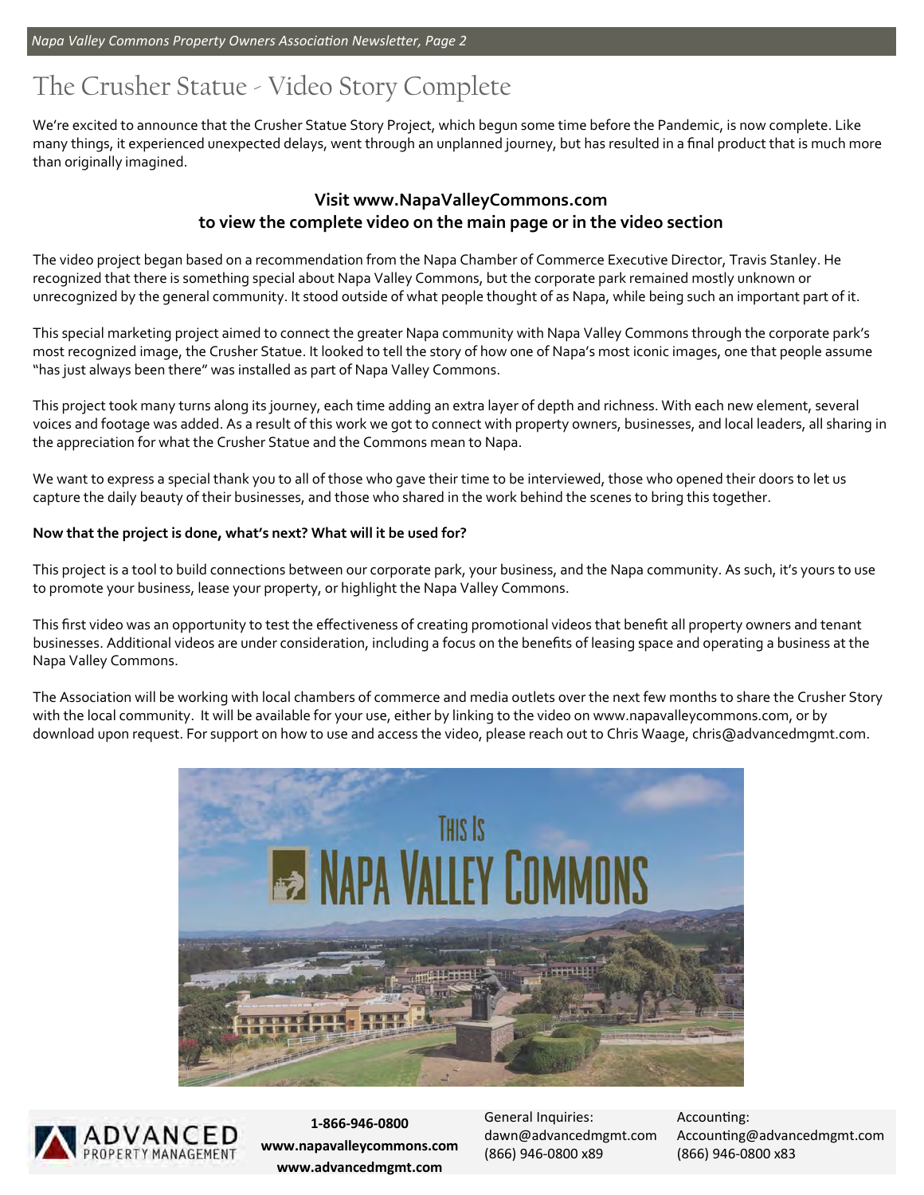# The Crusher Statue - Video Story Complete

We're excited to announce that the Crusher Statue Story Project, which begun some time before the Pandemic, is now complete. Like many things, it experienced unexpected delays, went through an unplanned journey, but has resulted in a final product that is much more than originally imagined.

**Visit www.NapaValleyCommons.com to view the complete video on the main page or in the video section**

The video project began based on a recommendation from the Napa Chamber of Commerce Executive Director, Travis Stanley. He recognized that there is something special about Napa Valley Commons, but the corporate park remained mostly unknown or unrecognized by the general community. It stood outside of what people thought of as Napa, while being such an important part of it.

This special marketing project aimed to connect the greater Napa community with Napa Valley Commons through the corporate park's most recognized image, the Crusher Statue. It looked to tell the story of how one of Napa's most iconic images, one that people assume "has just always been there" was installed as part of Napa Valley Commons.

This project took many turns along its journey, each time adding an extra layer of depth and richness. With each new element, several voices and footage was added. As a result of this work we got to connect with property owners, businesses, and local leaders, all sharing in the appreciation for what the Crusher Statue and the Commons mean to Napa.

We want to express a special thank you to all of those who gave their time to be interviewed, those who opened their doors to let us capture the daily beauty of their businesses, and those who shared in the work behind the scenes to bring this together.

**Now that the project is done, what's next? What will it be used for?**

This project is a tool to build connections between our corporate park, your business, and the Napa community. As such, it's yours to use to promote your business, lease your property, or highlight the Napa Valley Commons.

This first video was an opportunity to test the effectiveness of creating promotional videos that benefit all property owners and tenant businesses. Additional videos are under consideration, including a focus on the benefits of leasing space and operating a business at the Napa Valley Commons.

The Association will be working with local chambers of commerce and media outlets over the next few months to share the Crusher Story with the local community. It will be available for your use, either by linking to the video on www.napavalleycommons.com, or by download upon request. For support on how to use and access the video, please reach out to Chris Waage, chris@advancedmgmt.com.

ADVANCED PROPERTY MANAGEMENT

**1-866-946-0800**
**www.napavalleycommons.com**
**www.advancedmgmt.com**

General Inquiries:
dawn@advancedmgmt.com
(866) 946-0800 x89

Accounting:
Accounting@advancedmgmt.com
(866) 946-0800 x83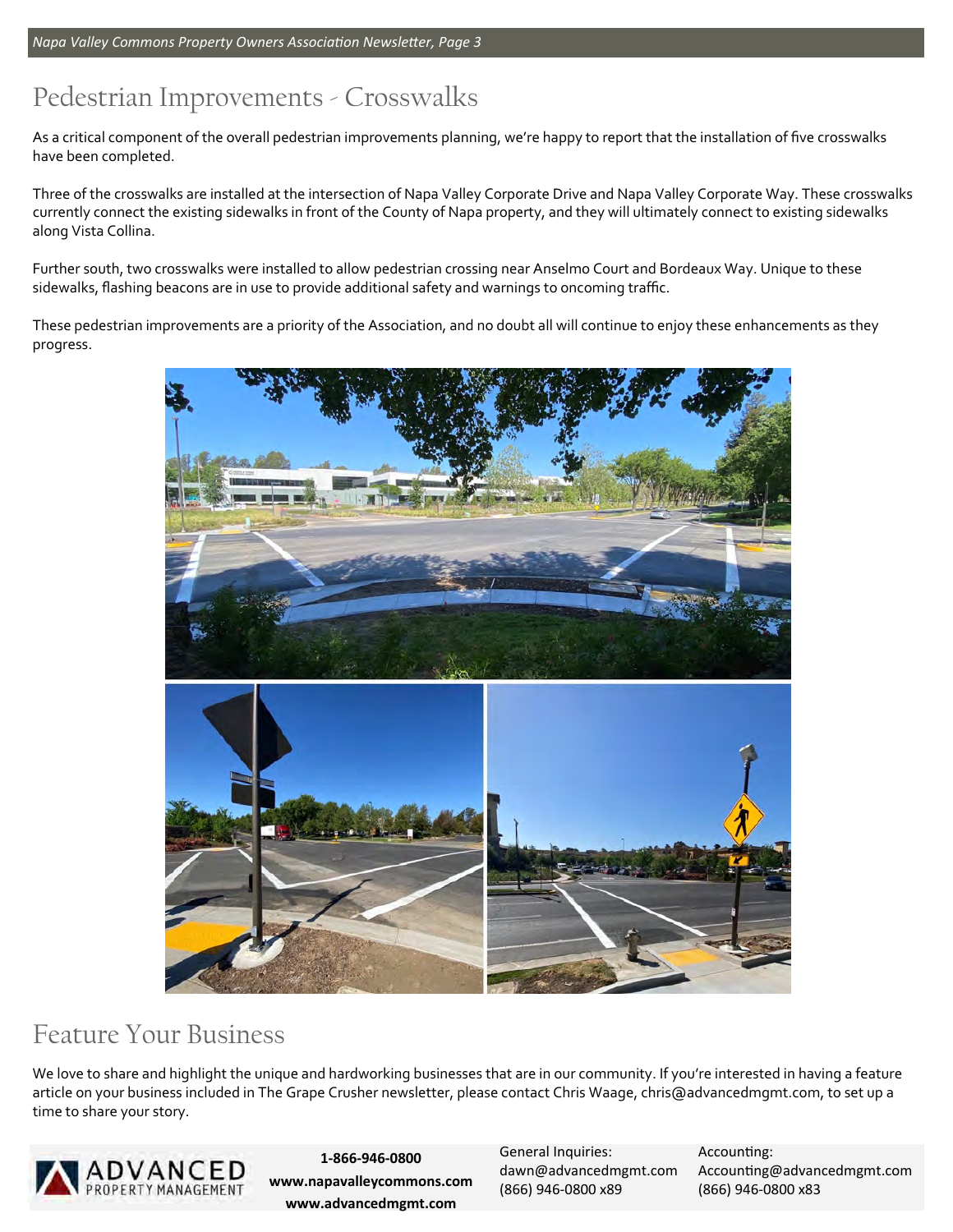## Pedestrian Improvements - Crosswalks

As a critical component of the overall pedestrian improvements planning, we're happy to report that the installation of five crosswalks have been completed.

Three of the crosswalks are installed at the intersection of Napa Valley Corporate Drive and Napa Valley Corporate Way. These crosswalks currently connect the existing sidewalks in front of the County of Napa property, and they will ultimately connect to existing sidewalks along Vista Collina.

Further south, two crosswalks were installed to allow pedestrian crossing near Anselmo Court and Bordeaux Way. Unique to these sidewalks, flashing beacons are in use to provide additional safety and warnings to oncoming traffic.

These pedestrian improvements are a priority of the Association, and no doubt all will continue to enjoy these enhancements as they progress.

## Feature Your Business

We love to share and highlight the unique and hardworking businesses that are in our community. If you're interested in having a feature article on your business included in The Grape Crusher newsletter, please contact Chris Waage, chris@advancedmgmt.com, to set up a time to share your story.

ADVANCED PROPERTY MANAGEMENT

**1-866-946-0800**
**www.napavalleycommons.com**
**www.advancedmgmt.com**

General Inquiries:
dawn@advancedmgmt.com
(866) 946-0800 x89

Accounting:
Accounting@advancedmgmt.com
(866) 946-0800 x83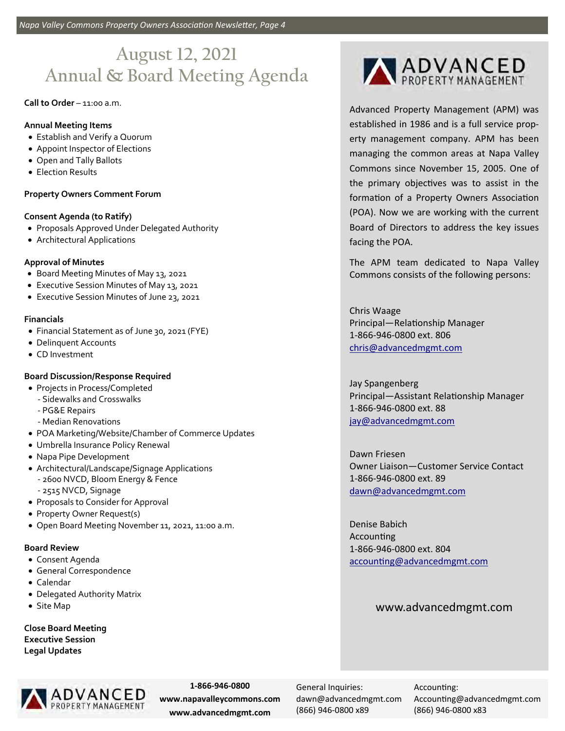# August 12, 2021 Annual & Board Meeting Agenda

**Call to Order** – 11:00 a.m.

**Annual Meeting Items**

- Establish and Verify a Quorum
- Appoint Inspector of Elections
- Open and Tally Ballots
- Election Results

**Property Owners Comment Forum**

**Consent Agenda (to Ratify)**

- Proposals Approved Under Delegated Authority
- Architectural Applications

**Approval of Minutes**

- Board Meeting Minutes of May 13, 2021
- Executive Session Minutes of May 13, 2021
- Executive Session Minutes of June 23, 2021

**Financials**

- Financial Statement as of June 30, 2021 (FYE)
- Delinquent Accounts
- CD Investment

**Board Discussion/Response Required**

- Projects in Process/Completed
  - Sidewalks and Crosswalks
  - PG&E Repairs
  - Median Renovations
- POA Marketing/Website/Chamber of Commerce Updates
- Umbrella Insurance Policy Renewal
- Napa Pipe Development
- Architectural/Landscape/Signage Applications
  - 2600 NVCD, Bloom Energy & Fence
  - 2515 NVCD, Signage
- Proposals to Consider for Approval
- Property Owner Request(s)
- Open Board Meeting November 11, 2021, 11:00 a.m.

**Board Review**

- Consent Agenda
- General Correspondence
- Calendar
- Delegated Authority Matrix
- Site Map

**Close Board Meeting**
**Executive Session**
**Legal Updates**

ADVANCED PROPERTY MANAGEMENT

Advanced Property Management (APM) was established in 1986 and is a full service property management company. APM has been managing the common areas at Napa Valley Commons since November 15, 2005. One of the primary objectives was to assist in the formation of a Property Owners Association (POA). Now we are working with the current Board of Directors to address the key issues facing the POA.

The APM team dedicated to Napa Valley Commons consists of the following persons:

Chris Waage
Principal—Relationship Manager
1-866-946-0800 ext. 806
chris@advancedmgmt.com

Jay Spangenberg
Principal—Assistant Relationship Manager
1-866-946-0800 ext. 88
jay@advancedmgmt.com

Dawn Friesen
Owner Liaison—Customer Service Contact
1-866-946-0800 ext. 89
dawn@advancedmgmt.com

Denise Babich
Accounting
1-866-946-0800 ext. 804
accounting@advancedmgmt.com

www.advancedmgmt.com

ADVANCED PROPERTY MANAGEMENT

**1-866-946-0800**
**www.napavalleycommons.com**
**www.advancedmgmt.com**

General Inquiries:
dawn@advancedmgmt.com
(866) 946-0800 x89

Accounting:
Accounting@advancedmgmt.com
(866) 946-0800 x83